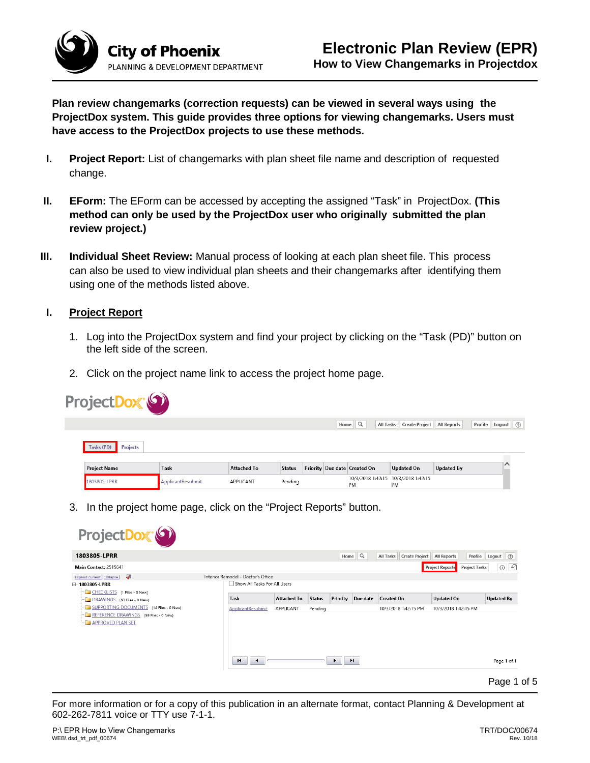# Electronic Plan Review (EPR)

## How to View Changemarks in Projectdox

City of Phoenix
PLANNING & DEVELOPMENT DEPARTMENT

**Plan review changemarks (correction requests) can be viewed in several ways using the ProjectDox system. This guide provides three options for viewing changemarks. Users must have access to the ProjectDox projects to use these methods.**

**I. Project Report:** List of changemarks with plan sheet file name and description of requested change.

**II. EForm:** The EForm can be accessed by accepting the assigned "Task" in ProjectDox. **(This method can only be used by the ProjectDox user who originally submitted the plan review project.)**

**III. Individual Sheet Review:** Manual process of looking at each plan sheet file. This process can also be used to view individual plan sheets and their changemarks after identifying them using one of the methods listed above.

## I. Project Report

1. Log into the ProjectDox system and find your project by clicking on the "Task (PD)" button on the left side of the screen.

2. Click on the project name link to access the project home page.

| Project Name | Task | Attached To | Status | Priority | Due date | Created On | Updated On | Updated By |
|---|---|---|---|---|---|---|---|---|
| 1803805-LPRR | ApplicantResubmit | APPLICANT | Pending | | | 10/3/2018 1:42:15 PM | 10/3/2018 1:42:15 PM | |

3. In the project home page, click on the "Project Reports" button.

| Task | Attached To | Status | Priority | Due date | Created On | Updated On | Updated By |
|---|---|---|---|---|---|---|---|
| ApplicantResubmit | APPLICANT | Pending | | | 10/3/2018 1:42:15 PM | 10/3/2018 1:42:15 PM | |

For more information or for a copy of this publication in an alternate format, contact Planning & Development at 602-262-7811 voice or TTY use 7-1-1.

P:\ EPR How to View Changemarks
WEB\ dsd_trt_pdf_00674

TRT/DOC/00674
Rev. 10/18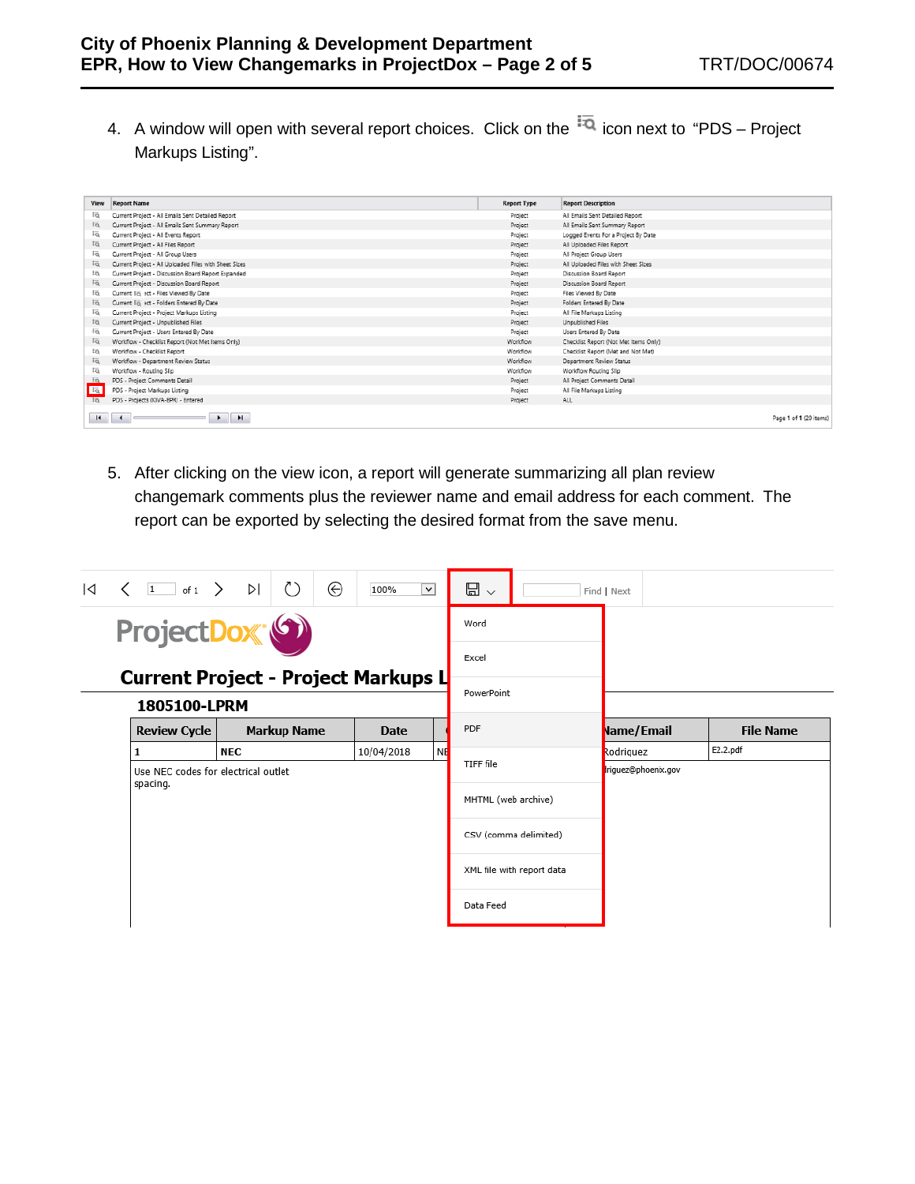4. A window will open with several report choices. Click on the icon next to "PDS – Project Markups Listing".

| View | Report Name | Report Type | Report Description |
|---|---|---|---|
| | Current Project - All Emails Sent Detailed Report | Project | All Emails Sent Detailed Report |
| | Current Project - All Emails Sent Summary Report | Project | All Emails Sent Summary Report |
| | Current Project - All Events Report | Project | Logged Events For a Project By Date |
| | Current Project - All Files Report | Project | All Uploaded Files Report |
| | Current Project - All Group Users | Project | All Project Group Users |
| | Current Project - All Uploaded Files with Sheet Sizes | Project | All Uploaded Files with Sheet Sizes |
| | Current Project - Discussion Board Report Expanded | Project | Discussion Board Report |
| | Current Project - Discussion Board Report | Project | Discussion Board Report |
| | Current Project - Files Viewed By Date | Project | Files Viewed By Date |
| | Current Project - Folders Entered By Date | Project | Folders Entered By Date |
| | Current Project - Project Markups Listing | Project | All File Markups Listing |
| | Current Project - Unpublished Files | Project | Unpublished Files |
| | Current Project - Users Entered By Date | Project | Users Entered By Date |
| | Workflow - Checklist Report (Not Met Items Only) | Workflow | Checklist Report (Not Met Items Only) |
| | Workflow - Checklist Report | Workflow | Checklist Report (Met and Not Met) |
| | Workflow - Department Review Status | Workflow | Department Review Status |
| | Workflow - Routing Slip | Workflow | Workflow Routing Slip |
| | PDS - Project Comments Detail | Project | All Project Comments Detail |
| | PDS - Project Markups Listing | Project | All File Markups Listing |
| | PDS - Projects (KIVA-EPR) - Entered | Project | ALL |

Page 1 of 1 (20 items)

5. After clicking on the view icon, a report will generate summarizing all plan review changemark comments plus the reviewer name and email address for each comment. The report can be exported by selecting the desired format from the save menu.

Save menu options: Word, Excel, PowerPoint, PDF, TIFF file, MHTML (web archive), CSV (comma delimited), XML file with report data, Data Feed

**Current Project - Project Markups L...**

**1805100-LPRM**

| Review Cycle | Markup Name | Date | ... | ...Name/Email | File Name |
|---|---|---|---|---|---|
| 1 | NEC | 10/04/2018 | NE... | ...Rodriguez<br>...driguez@phoenix.gov | E2.2.pdf |
| Use NEC codes for electrical outlet spacing. | | | | | |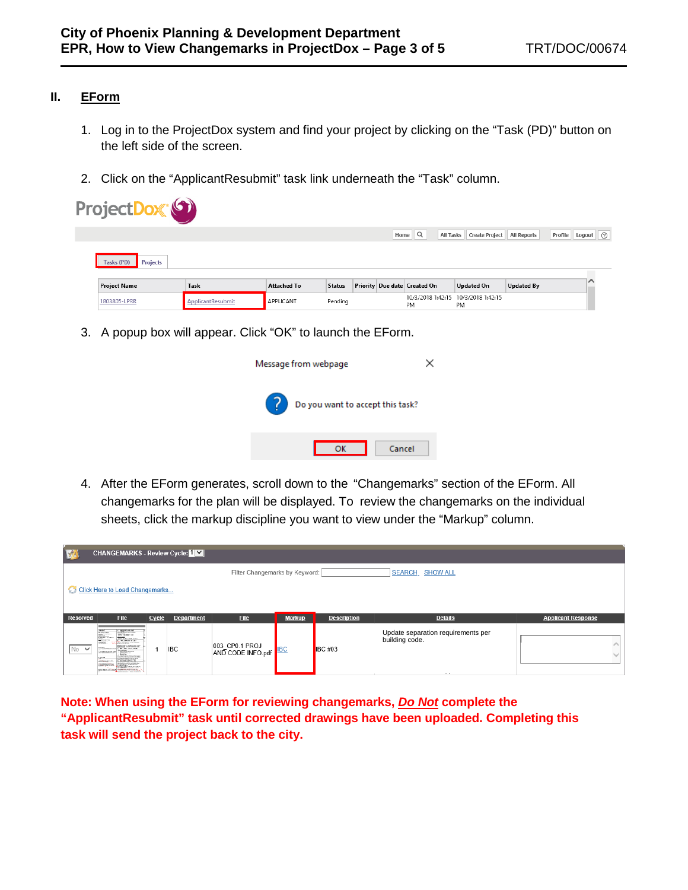## II. EForm

1. Log in to the ProjectDox system and find your project by clicking on the “Task (PD)” button on the left side of the screen.

2. Click on the “ApplicantResubmit” task link underneath the “Task” column.

3. A popup box will appear. Click “OK” to launch the EForm.

4. After the EForm generates, scroll down to the “Changemarks” section of the EForm. All changemarks for the plan will be displayed. To review the changemarks on the individual sheets, click the markup discipline you want to view under the “Markup” column.

**Note: When using the EForm for reviewing changemarks, *<u>Do Not</u>* complete the “ApplicantResubmit” task until corrected drawings have been uploaded. Completing this task will send the project back to the city.**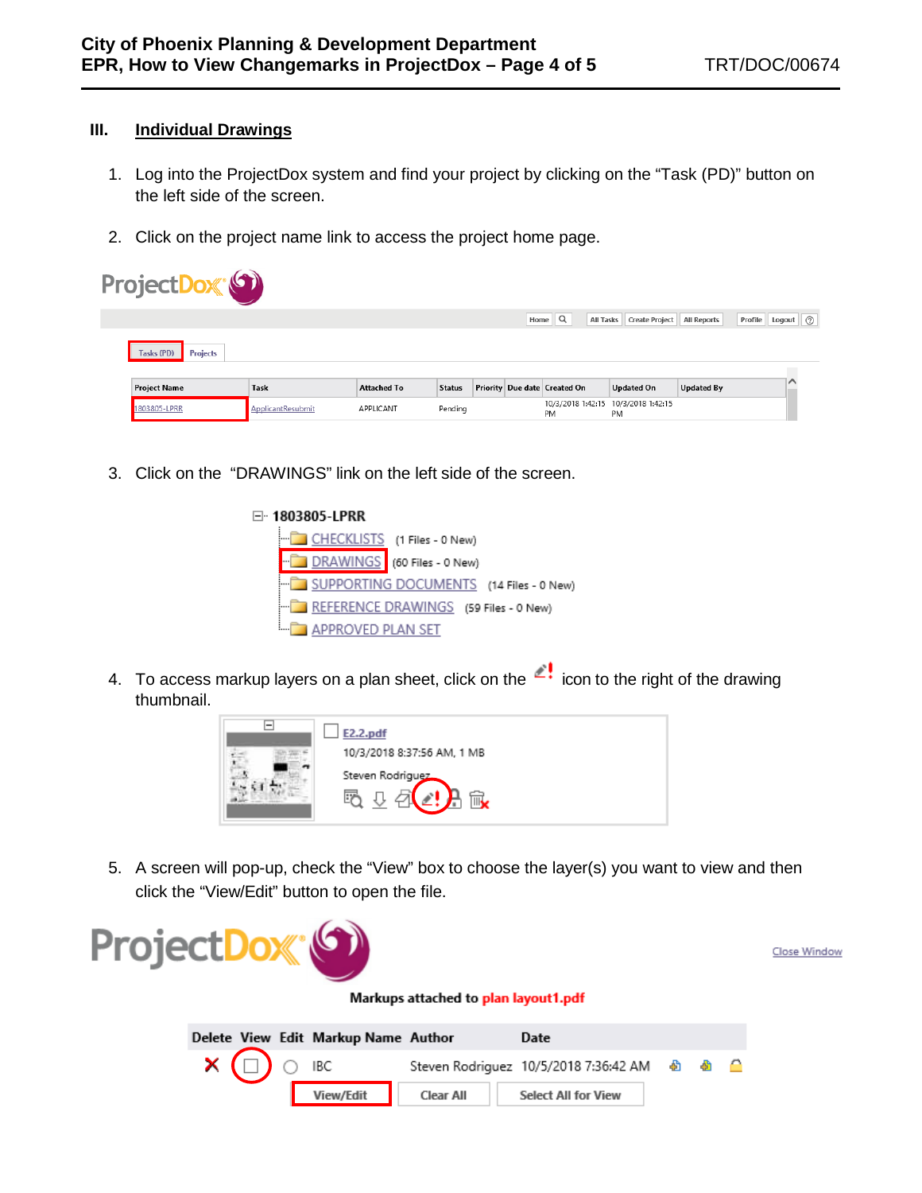## III. Individual Drawings

1. Log into the ProjectDox system and find your project by clicking on the "Task (PD)" button on the left side of the screen.

2. Click on the project name link to access the project home page.

3. Click on the "DRAWINGS" link on the left side of the screen.

4. To access markup layers on a plan sheet, click on the icon to the right of the drawing thumbnail.

5. A screen will pop-up, check the "View" box to choose the layer(s) you want to view and then click the "View/Edit" button to open the file.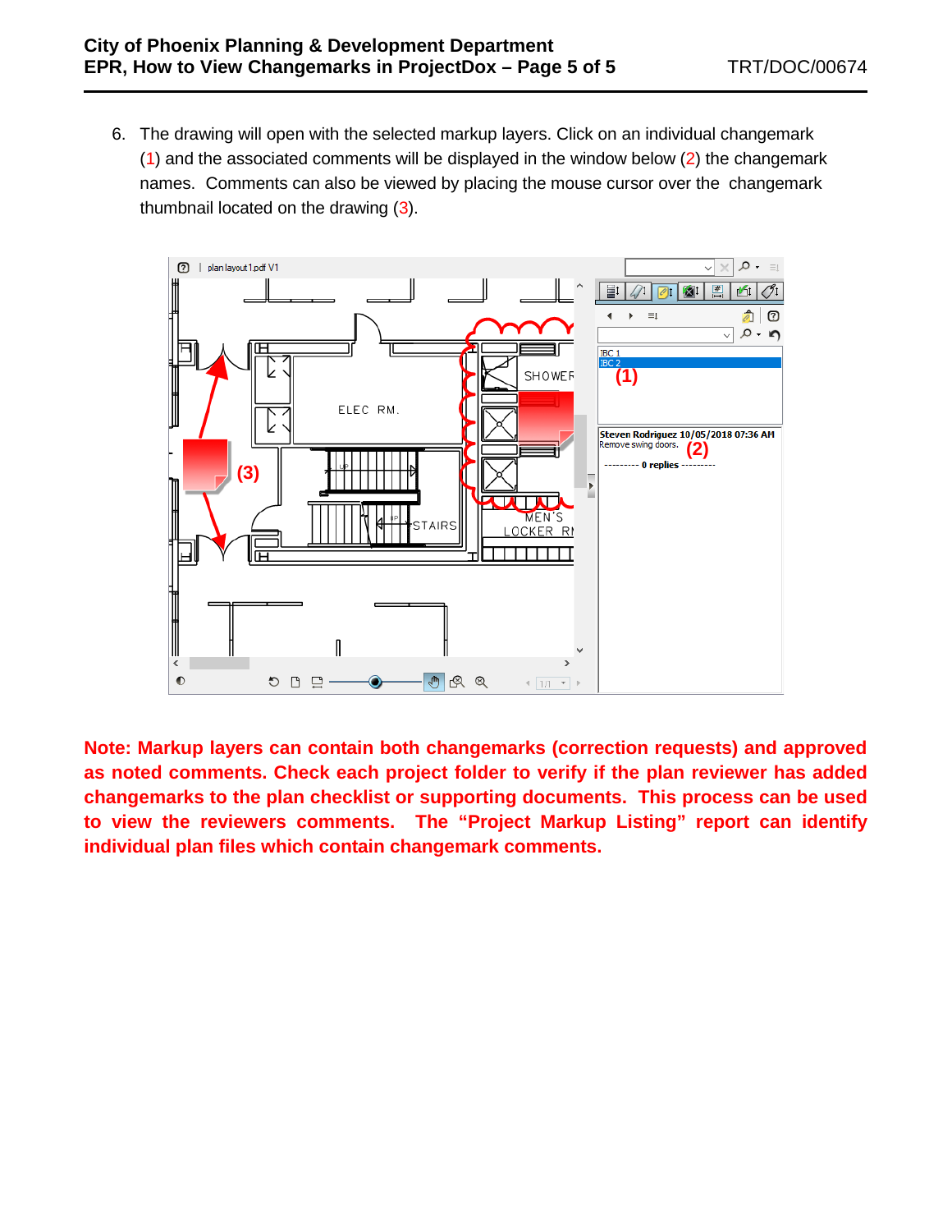6. The drawing will open with the selected markup layers. Click on an individual changemark (1) and the associated comments will be displayed in the window below (2) the changemark names. Comments can also be viewed by placing the mouse cursor over the changemark thumbnail located on the drawing (3).

**Note: Markup layers can contain both changemarks (correction requests) and approved as noted comments. Check each project folder to verify if the plan reviewer has added changemarks to the plan checklist or supporting documents. This process can be used to view the reviewers comments. The "Project Markup Listing" report can identify individual plan files which contain changemark comments.**